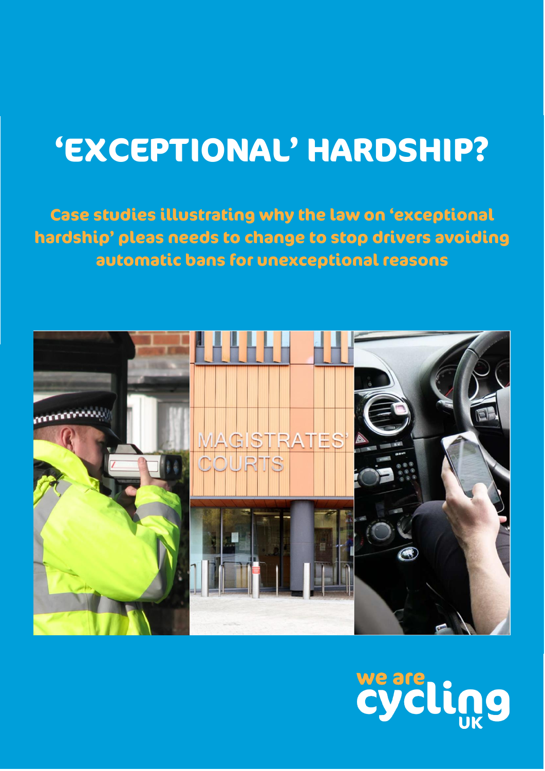# 'EXCEPTIONAL' HARDSHIP?

**Case studies illustrating why the law on 'exceptional hardship' pleas needs to change to stop drivers avoiding automatic bans for unexceptional reasons**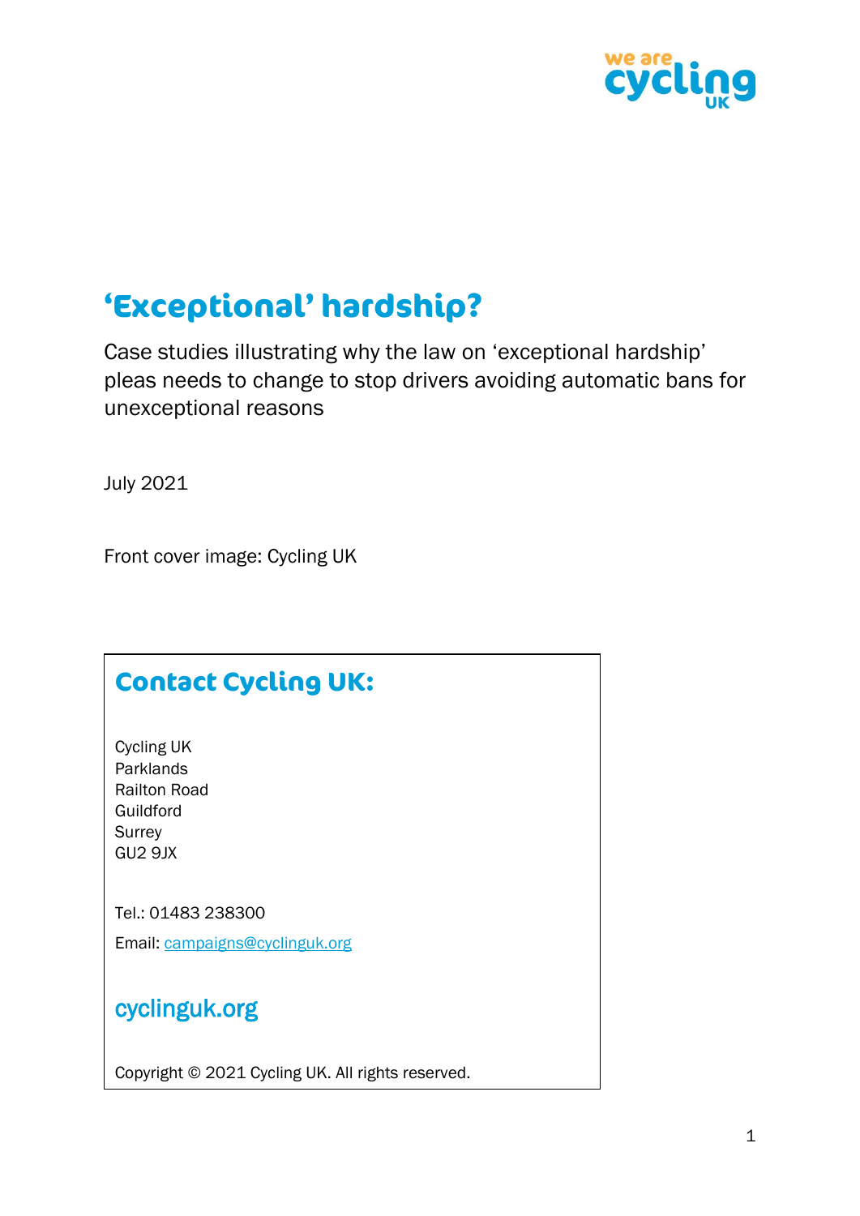# ‘Exceptional’ hardship?

Case studies illustrating why the law on ‘exceptional hardship’ pleas needs to change to stop drivers avoiding automatic bans for unexceptional reasons

July 2021

Front cover image: Cycling UK

## Contact Cycling UK:

Cycling UK
Parklands
Railton Road
Guildford
Surrey
GU2 9JX

Tel.: 01483 238300

Email: campaigns@cyclinguk.org

cyclinguk.org

Copyright © 2021 Cycling UK. All rights reserved.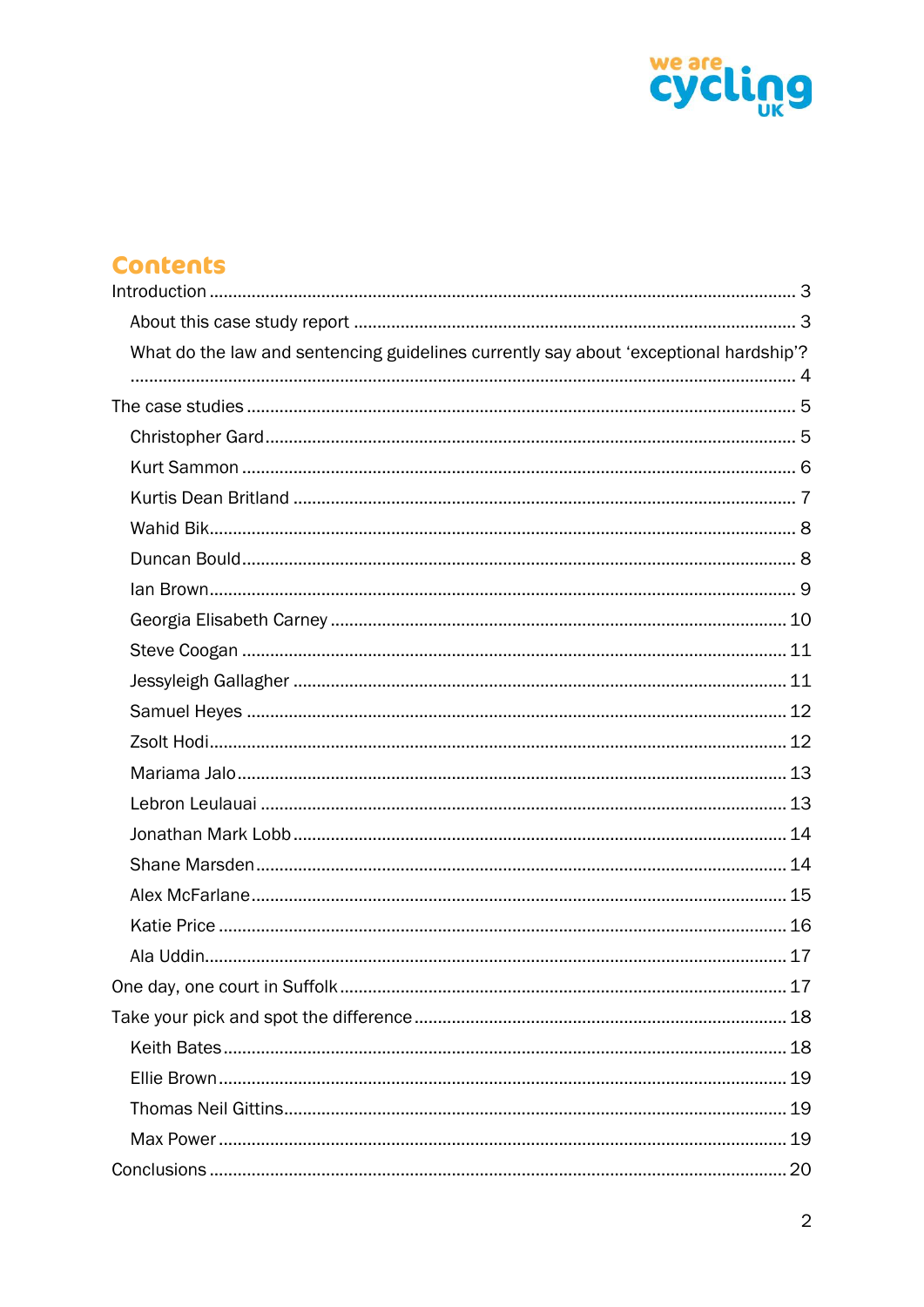# Contents

Introduction ........................................................................................................ 3

- About this case study report ........................................................................ 3
- What do the law and sentencing guidelines currently say about 'exceptional hardship'? ........................................................................................................ 4

The case studies ................................................................................................ 5

- Christopher Gard ............................................................................................. 5
- Kurt Sammon ................................................................................................... 6
- Kurtis Dean Britland ........................................................................................ 7
- Wahid Bik ......................................................................................................... 8
- Duncan Bould ................................................................................................... 8
- Ian Brown ......................................................................................................... 9
- Georgia Elisabeth Carney ............................................................................... 10
- Steve Coogan .................................................................................................. 11
- Jessyleigh Gallagher ....................................................................................... 11
- Samuel Heyes .................................................................................................. 12
- Zsolt Hodi ........................................................................................................ 12
- Mariama Jalo .................................................................................................. 13
- Lebron Leulauai .............................................................................................. 13
- Jonathan Mark Lobb ........................................................................................ 14
- Shane Marsden ............................................................................................... 14
- Alex McFarlane ............................................................................................... 15
- Katie Price ....................................................................................................... 16
- Ala Uddin ......................................................................................................... 17

One day, one court in Suffolk ............................................................................ 17

Take your pick and spot the difference ............................................................ 18

- Keith Bates ..................................................................................................... 18
- Ellie Brown ..................................................................................................... 19
- Thomas Neil Gittins ........................................................................................ 19
- Max Power ...................................................................................................... 19

Conclusions ....................................................................................................... 20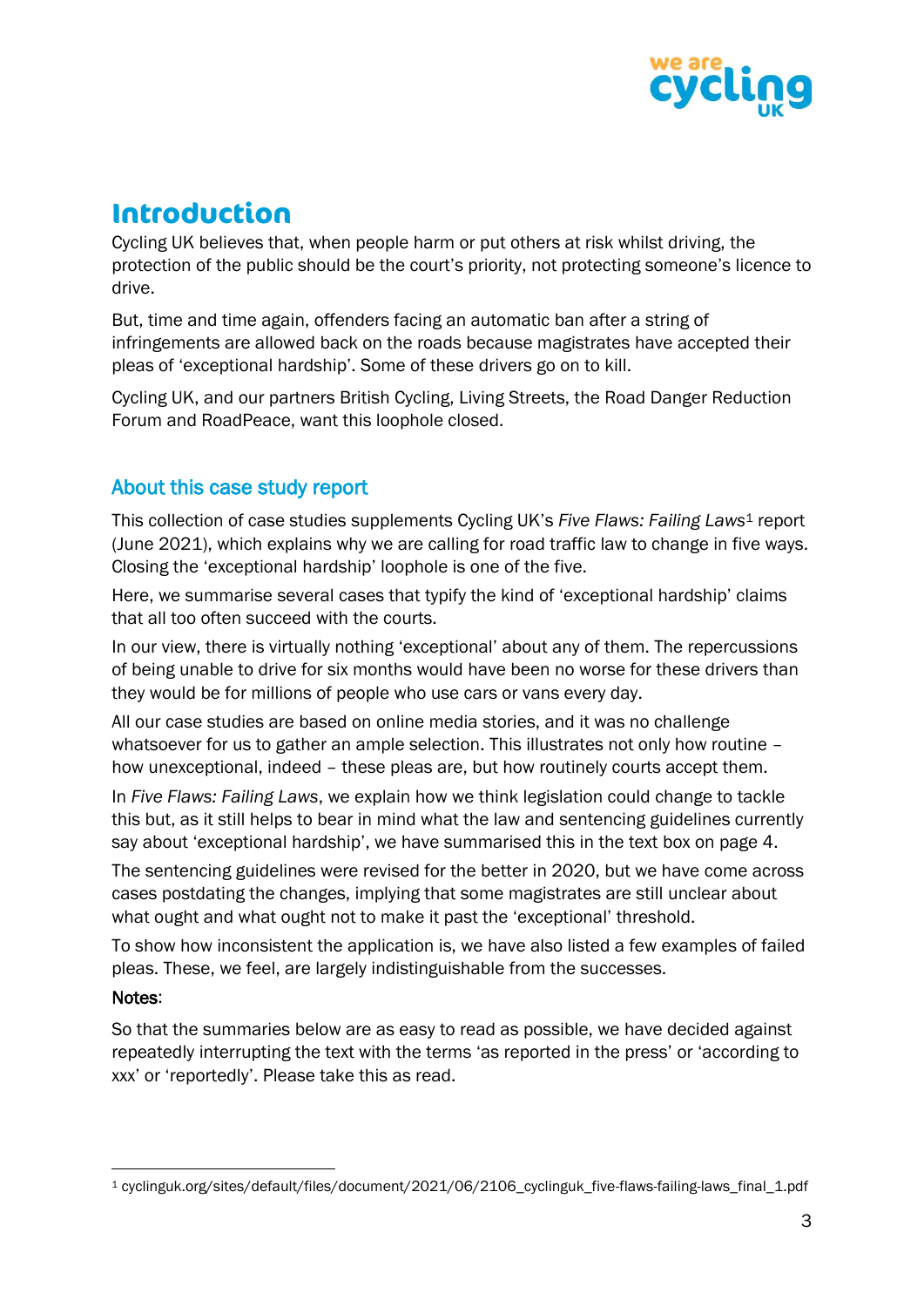# Introduction

Cycling UK believes that, when people harm or put others at risk whilst driving, the protection of the public should be the court's priority, not protecting someone's licence to drive.

But, time and time again, offenders facing an automatic ban after a string of infringements are allowed back on the roads because magistrates have accepted their pleas of 'exceptional hardship'. Some of these drivers go on to kill.

Cycling UK, and our partners British Cycling, Living Streets, the Road Danger Reduction Forum and RoadPeace, want this loophole closed.

## About this case study report

This collection of case studies supplements Cycling UK's *Five Flaws: Failing Laws*[1] report (June 2021), which explains why we are calling for road traffic law to change in five ways. Closing the 'exceptional hardship' loophole is one of the five.

Here, we summarise several cases that typify the kind of 'exceptional hardship' claims that all too often succeed with the courts.

In our view, there is virtually nothing 'exceptional' about any of them. The repercussions of being unable to drive for six months would have been no worse for these drivers than they would be for millions of people who use cars or vans every day.

All our case studies are based on online media stories, and it was no challenge whatsoever for us to gather an ample selection. This illustrates not only how routine – how unexceptional, indeed – these pleas are, but how routinely courts accept them.

In *Five Flaws: Failing Laws*, we explain how we think legislation could change to tackle this but, as it still helps to bear in mind what the law and sentencing guidelines currently say about 'exceptional hardship', we have summarised this in the text box on page 4.

The sentencing guidelines were revised for the better in 2020, but we have come across cases postdating the changes, implying that some magistrates are still unclear about what ought and what ought not to make it past the 'exceptional' threshold.

To show how inconsistent the application is, we have also listed a few examples of failed pleas. These, we feel, are largely indistinguishable from the successes.

**Notes**:

So that the summaries below are as easy to read as possible, we have decided against repeatedly interrupting the text with the terms 'as reported in the press' or 'according to xxx' or 'reportedly'. Please take this as read.

---

[1] cyclinguk.org/sites/default/files/document/2021/06/2106_cyclinguk_five-flaws-failing-laws_final_1.pdf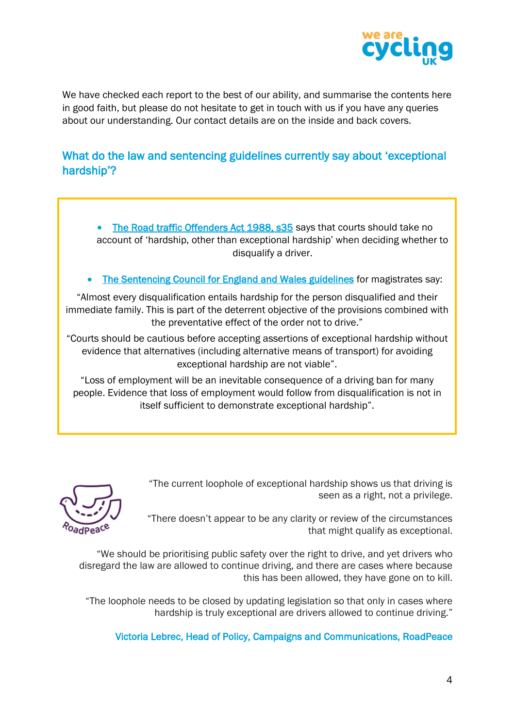We have checked each report to the best of our ability, and summarise the contents here in good faith, but please do not hesitate to get in touch with us if you have any queries about our understanding. Our contact details are on the inside and back covers.

## What do the law and sentencing guidelines currently say about 'exceptional hardship'?

- The Road traffic Offenders Act 1988, s35 says that courts should take no account of 'hardship, other than exceptional hardship' when deciding whether to disqualify a driver.

- The Sentencing Council for England and Wales guidelines for magistrates say:

"Almost every disqualification entails hardship for the person disqualified and their immediate family. This is part of the deterrent objective of the provisions combined with the preventative effect of the order not to drive."

"Courts should be cautious before accepting assertions of exceptional hardship without evidence that alternatives (including alternative means of transport) for avoiding exceptional hardship are not viable".

"Loss of employment will be an inevitable consequence of a driving ban for many people. Evidence that loss of employment would follow from disqualification is not in itself sufficient to demonstrate exceptional hardship".

"The current loophole of exceptional hardship shows us that driving is seen as a right, not a privilege.

"There doesn't appear to be any clarity or review of the circumstances that might qualify as exceptional.

"We should be prioritising public safety over the right to drive, and yet drivers who disregard the law are allowed to continue driving, and there are cases where because this has been allowed, they have gone on to kill.

"The loophole needs to be closed by updating legislation so that only in cases where hardship is truly exceptional are drivers allowed to continue driving."

Victoria Lebrec, Head of Policy, Campaigns and Communications, RoadPeace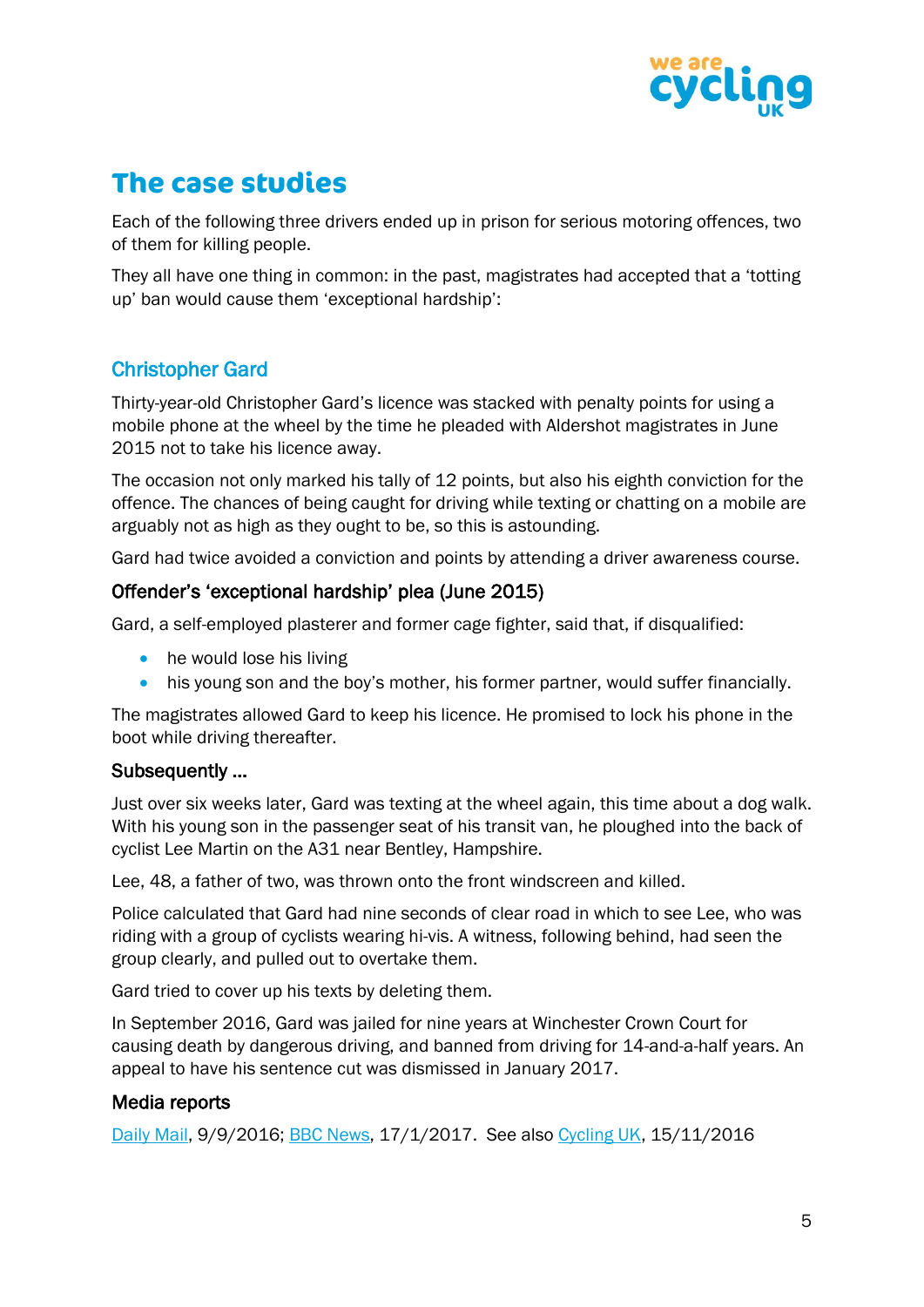# The case studies

Each of the following three drivers ended up in prison for serious motoring offences, two of them for killing people.

They all have one thing in common: in the past, magistrates had accepted that a 'totting up' ban would cause them 'exceptional hardship':

## Christopher Gard

Thirty-year-old Christopher Gard's licence was stacked with penalty points for using a mobile phone at the wheel by the time he pleaded with Aldershot magistrates in June 2015 not to take his licence away.

The occasion not only marked his tally of 12 points, but also his eighth conviction for the offence. The chances of being caught for driving while texting or chatting on a mobile are arguably not as high as they ought to be, so this is astounding.

Gard had twice avoided a conviction and points by attending a driver awareness course.

### Offender's 'exceptional hardship' plea (June 2015)

Gard, a self-employed plasterer and former cage fighter, said that, if disqualified:

- he would lose his living
- his young son and the boy's mother, his former partner, would suffer financially.

The magistrates allowed Gard to keep his licence. He promised to lock his phone in the boot while driving thereafter.

### Subsequently ...

Just over six weeks later, Gard was texting at the wheel again, this time about a dog walk. With his young son in the passenger seat of his transit van, he ploughed into the back of cyclist Lee Martin on the A31 near Bentley, Hampshire.

Lee, 48, a father of two, was thrown onto the front windscreen and killed.

Police calculated that Gard had nine seconds of clear road in which to see Lee, who was riding with a group of cyclists wearing hi-vis. A witness, following behind, had seen the group clearly, and pulled out to overtake them.

Gard tried to cover up his texts by deleting them.

In September 2016, Gard was jailed for nine years at Winchester Crown Court for causing death by dangerous driving, and banned from driving for 14-and-a-half years. An appeal to have his sentence cut was dismissed in January 2017.

### Media reports

Daily Mail, 9/9/2016; BBC News, 17/1/2017. See also Cycling UK, 15/11/2016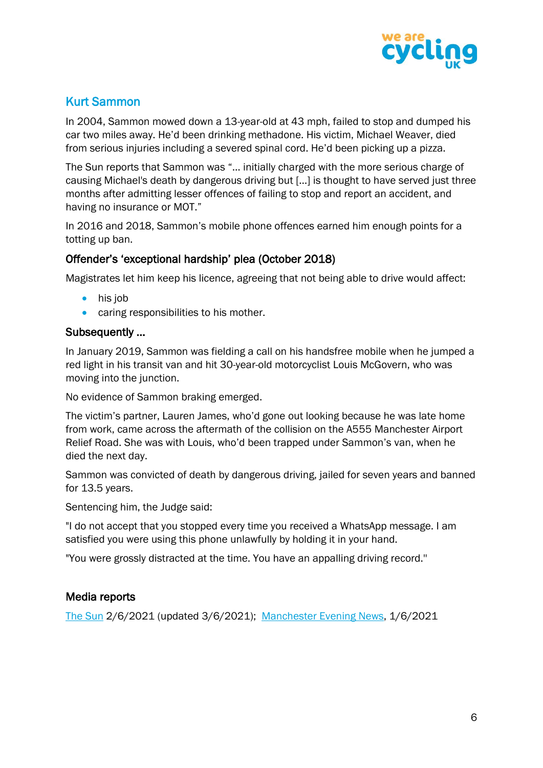## Kurt Sammon

In 2004, Sammon mowed down a 13-year-old at 43 mph, failed to stop and dumped his car two miles away. He'd been drinking methadone. His victim, Michael Weaver, died from serious injuries including a severed spinal cord. He'd been picking up a pizza.

The Sun reports that Sammon was "… initially charged with the more serious charge of causing Michael's death by dangerous driving but […] is thought to have served just three months after admitting lesser offences of failing to stop and report an accident, and having no insurance or MOT."

In 2016 and 2018, Sammon's mobile phone offences earned him enough points for a totting up ban.

### Offender's 'exceptional hardship' plea (October 2018)

Magistrates let him keep his licence, agreeing that not being able to drive would affect:

- his job
- caring responsibilities to his mother.

### Subsequently …

In January 2019, Sammon was fielding a call on his handsfree mobile when he jumped a red light in his transit van and hit 30-year-old motorcyclist Louis McGovern, who was moving into the junction.

No evidence of Sammon braking emerged.

The victim's partner, Lauren James, who'd gone out looking because he was late home from work, came across the aftermath of the collision on the A555 Manchester Airport Relief Road. She was with Louis, who'd been trapped under Sammon's van, when he died the next day.

Sammon was convicted of death by dangerous driving, jailed for seven years and banned for 13.5 years.

Sentencing him, the Judge said:

"I do not accept that you stopped every time you received a WhatsApp message. I am satisfied you were using this phone unlawfully by holding it in your hand.

"You were grossly distracted at the time. You have an appalling driving record."

### Media reports

The Sun 2/6/2021 (updated 3/6/2021); Manchester Evening News, 1/6/2021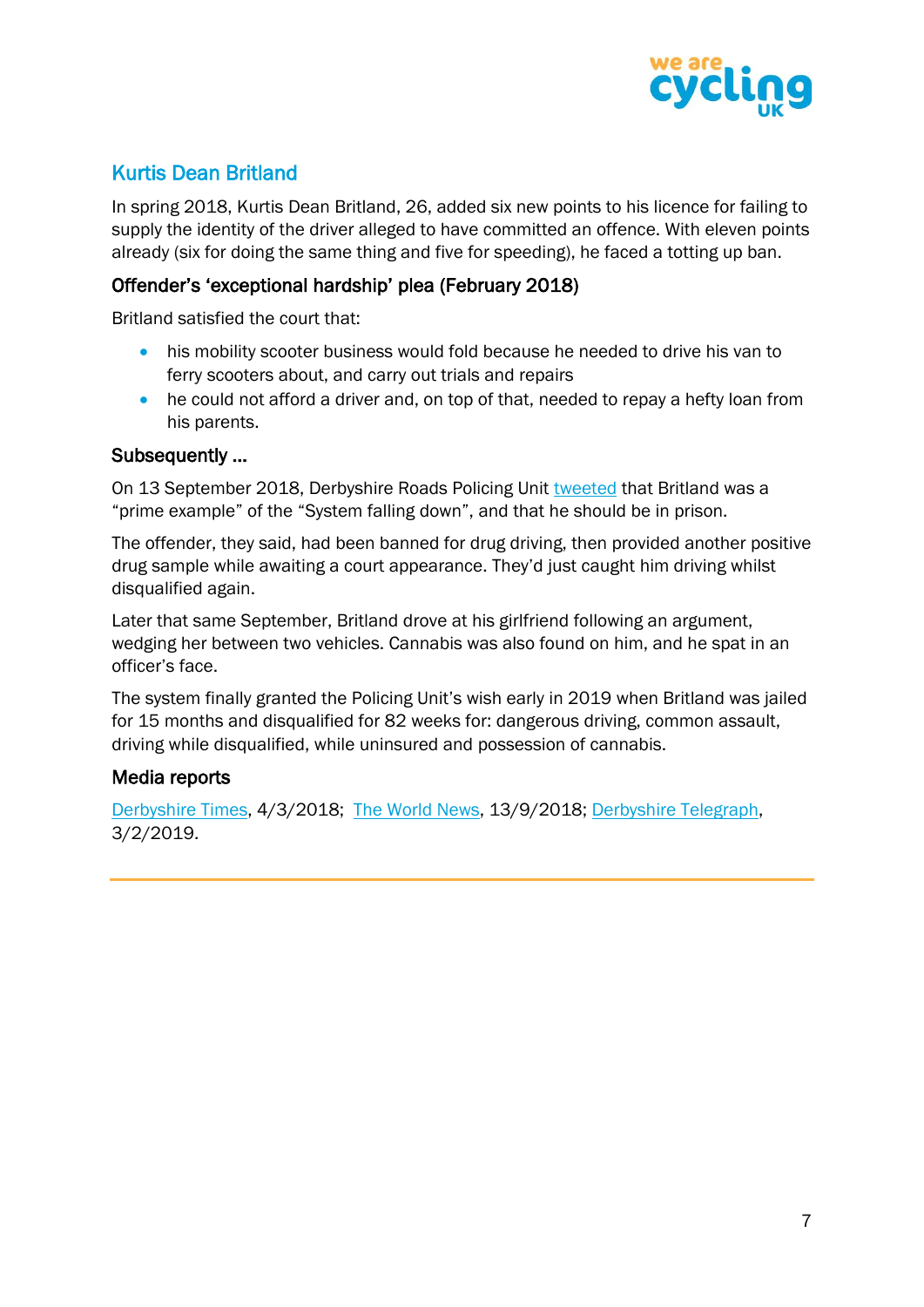## Kurtis Dean Britland

In spring 2018, Kurtis Dean Britland, 26, added six new points to his licence for failing to supply the identity of the driver alleged to have committed an offence. With eleven points already (six for doing the same thing and five for speeding), he faced a totting up ban.

### Offender's 'exceptional hardship' plea (February 2018)

Britland satisfied the court that:

- his mobility scooter business would fold because he needed to drive his van to ferry scooters about, and carry out trials and repairs
- he could not afford a driver and, on top of that, needed to repay a hefty loan from his parents.

### Subsequently ...

On 13 September 2018, Derbyshire Roads Policing Unit tweeted that Britland was a "prime example" of the "System falling down", and that he should be in prison.

The offender, they said, had been banned for drug driving, then provided another positive drug sample while awaiting a court appearance. They'd just caught him driving whilst disqualified again.

Later that same September, Britland drove at his girlfriend following an argument, wedging her between two vehicles. Cannabis was also found on him, and he spat in an officer's face.

The system finally granted the Policing Unit's wish early in 2019 when Britland was jailed for 15 months and disqualified for 82 weeks for: dangerous driving, common assault, driving while disqualified, while uninsured and possession of cannabis.

### Media reports

Derbyshire Times, 4/3/2018; The World News, 13/9/2018; Derbyshire Telegraph, 3/2/2019.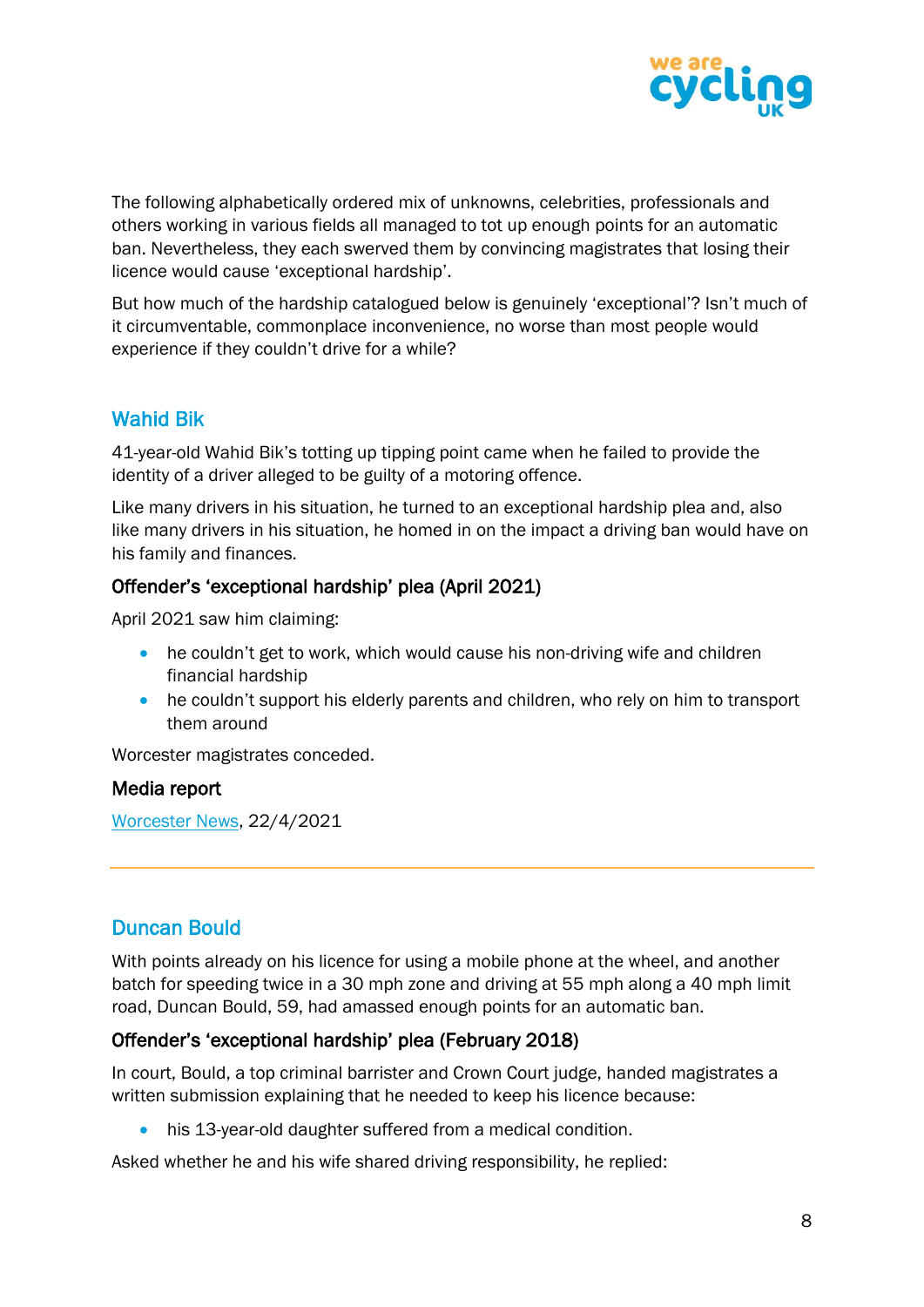The following alphabetically ordered mix of unknowns, celebrities, professionals and others working in various fields all managed to tot up enough points for an automatic ban. Nevertheless, they each swerved them by convincing magistrates that losing their licence would cause 'exceptional hardship'.

But how much of the hardship catalogued below is genuinely 'exceptional'? Isn't much of it circumventable, commonplace inconvenience, no worse than most people would experience if they couldn't drive for a while?

## Wahid Bik

41-year-old Wahid Bik's totting up tipping point came when he failed to provide the identity of a driver alleged to be guilty of a motoring offence.

Like many drivers in his situation, he turned to an exceptional hardship plea and, also like many drivers in his situation, he homed in on the impact a driving ban would have on his family and finances.

### Offender's 'exceptional hardship' plea (April 2021)

April 2021 saw him claiming:

- he couldn't get to work, which would cause his non-driving wife and children financial hardship
- he couldn't support his elderly parents and children, who rely on him to transport them around

Worcester magistrates conceded.

### Media report

Worcester News, 22/4/2021

---

## Duncan Bould

With points already on his licence for using a mobile phone at the wheel, and another batch for speeding twice in a 30 mph zone and driving at 55 mph along a 40 mph limit road, Duncan Bould, 59, had amassed enough points for an automatic ban.

### Offender's 'exceptional hardship' plea (February 2018)

In court, Bould, a top criminal barrister and Crown Court judge, handed magistrates a written submission explaining that he needed to keep his licence because:

- his 13-year-old daughter suffered from a medical condition.

Asked whether he and his wife shared driving responsibility, he replied: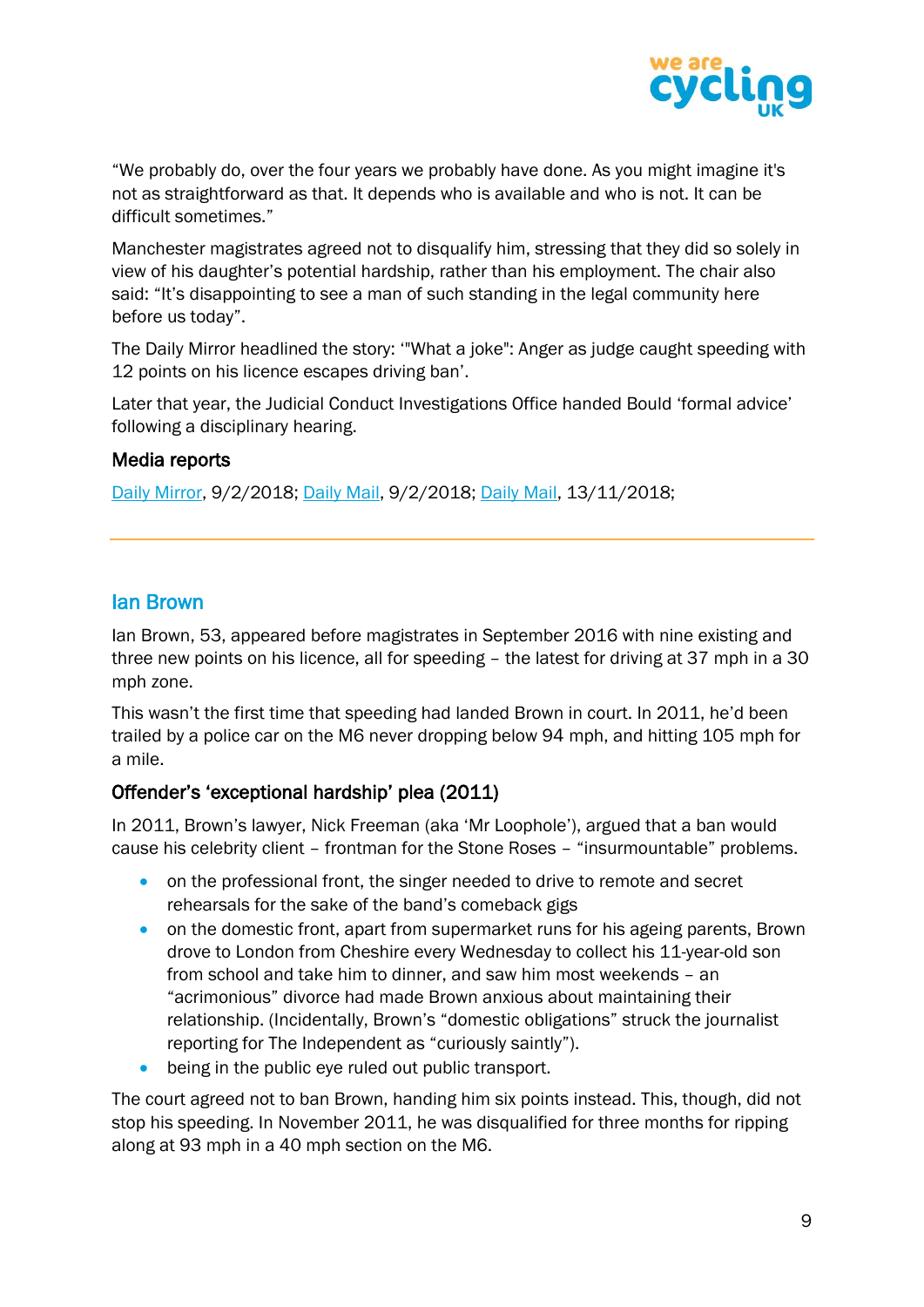"We probably do, over the four years we probably have done. As you might imagine it's not as straightforward as that. It depends who is available and who is not. It can be difficult sometimes."

Manchester magistrates agreed not to disqualify him, stressing that they did so solely in view of his daughter's potential hardship, rather than his employment. The chair also said: "It's disappointing to see a man of such standing in the legal community here before us today".

The Daily Mirror headlined the story: '"What a joke": Anger as judge caught speeding with 12 points on his licence escapes driving ban'.

Later that year, the Judicial Conduct Investigations Office handed Bould 'formal advice' following a disciplinary hearing.

### Media reports

Daily Mirror, 9/2/2018; Daily Mail, 9/2/2018; Daily Mail, 13/11/2018;

---

## Ian Brown

Ian Brown, 53, appeared before magistrates in September 2016 with nine existing and three new points on his licence, all for speeding – the latest for driving at 37 mph in a 30 mph zone.

This wasn't the first time that speeding had landed Brown in court. In 2011, he'd been trailed by a police car on the M6 never dropping below 94 mph, and hitting 105 mph for a mile.

### Offender's 'exceptional hardship' plea (2011)

In 2011, Brown's lawyer, Nick Freeman (aka 'Mr Loophole'), argued that a ban would cause his celebrity client – frontman for the Stone Roses – "insurmountable" problems.

- on the professional front, the singer needed to drive to remote and secret rehearsals for the sake of the band's comeback gigs
- on the domestic front, apart from supermarket runs for his ageing parents, Brown drove to London from Cheshire every Wednesday to collect his 11-year-old son from school and take him to dinner, and saw him most weekends – an "acrimonious" divorce had made Brown anxious about maintaining their relationship. (Incidentally, Brown's "domestic obligations" struck the journalist reporting for The Independent as "curiously saintly").
- being in the public eye ruled out public transport.

The court agreed not to ban Brown, handing him six points instead. This, though, did not stop his speeding. In November 2011, he was disqualified for three months for ripping along at 93 mph in a 40 mph section on the M6.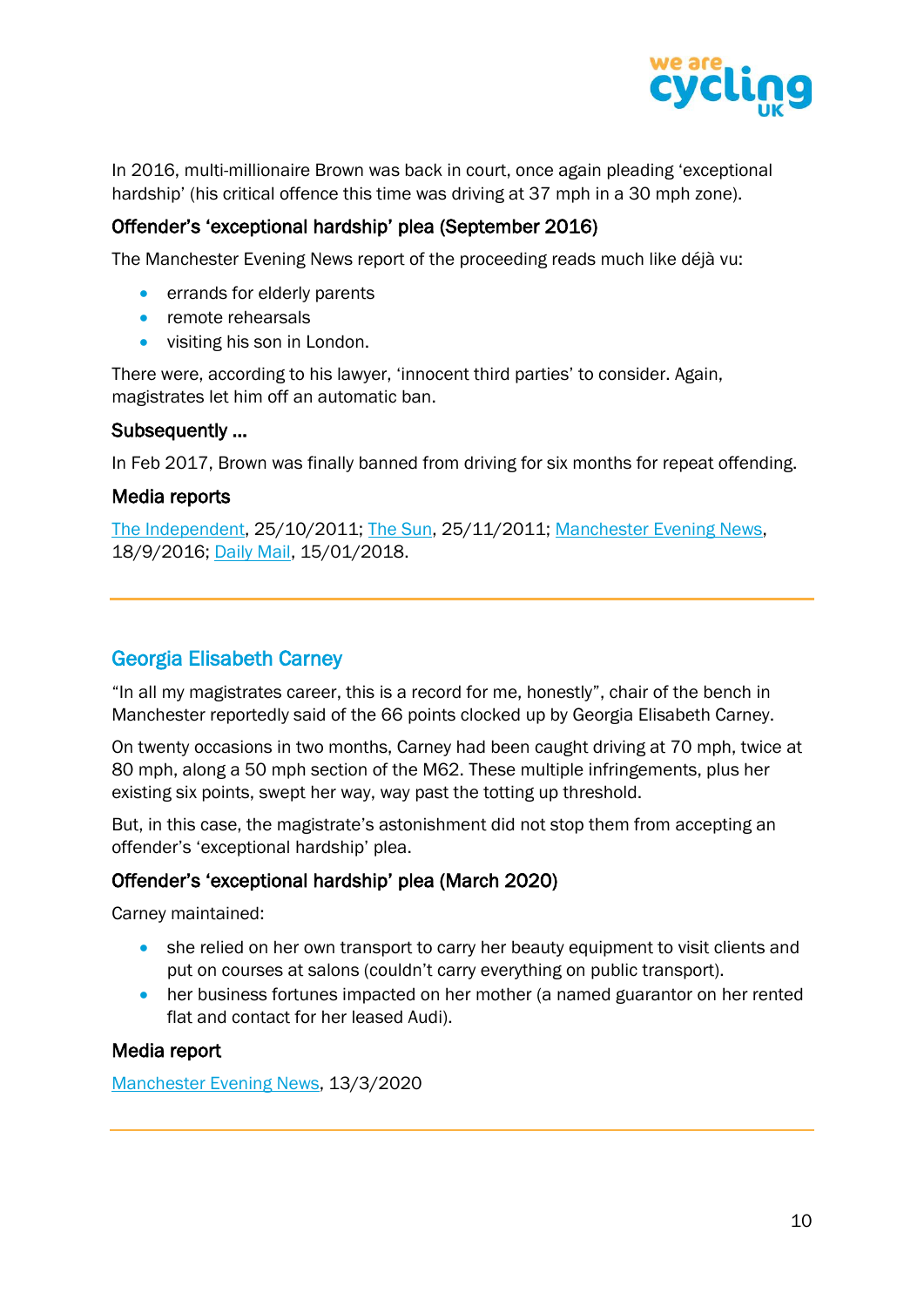In 2016, multi-millionaire Brown was back in court, once again pleading 'exceptional hardship' (his critical offence this time was driving at 37 mph in a 30 mph zone).

### Offender's 'exceptional hardship' plea (September 2016)

The Manchester Evening News report of the proceeding reads much like déjà vu:

- errands for elderly parents
- remote rehearsals
- visiting his son in London.

There were, according to his lawyer, 'innocent third parties' to consider. Again, magistrates let him off an automatic ban.

### Subsequently ...

In Feb 2017, Brown was finally banned from driving for six months for repeat offending.

### Media reports

The Independent, 25/10/2011; The Sun, 25/11/2011; Manchester Evening News, 18/9/2016; Daily Mail, 15/01/2018.

---

## Georgia Elisabeth Carney

"In all my magistrates career, this is a record for me, honestly", chair of the bench in Manchester reportedly said of the 66 points clocked up by Georgia Elisabeth Carney.

On twenty occasions in two months, Carney had been caught driving at 70 mph, twice at 80 mph, along a 50 mph section of the M62. These multiple infringements, plus her existing six points, swept her way, way past the totting up threshold.

But, in this case, the magistrate's astonishment did not stop them from accepting an offender's 'exceptional hardship' plea.

### Offender's 'exceptional hardship' plea (March 2020)

Carney maintained:

- she relied on her own transport to carry her beauty equipment to visit clients and put on courses at salons (couldn't carry everything on public transport).
- her business fortunes impacted on her mother (a named guarantor on her rented flat and contact for her leased Audi).

### Media report

Manchester Evening News, 13/3/2020

---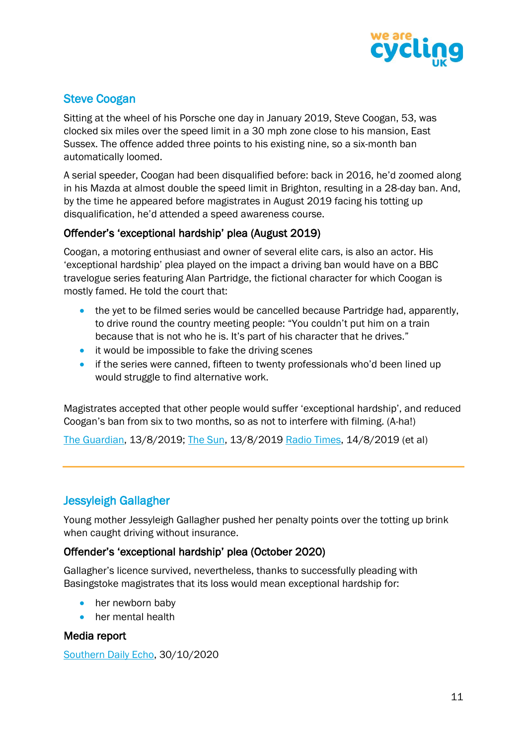## Steve Coogan

Sitting at the wheel of his Porsche one day in January 2019, Steve Coogan, 53, was clocked six miles over the speed limit in a 30 mph zone close to his mansion, East Sussex. The offence added three points to his existing nine, so a six-month ban automatically loomed.

A serial speeder, Coogan had been disqualified before: back in 2016, he'd zoomed along in his Mazda at almost double the speed limit in Brighton, resulting in a 28-day ban. And, by the time he appeared before magistrates in August 2019 facing his totting up disqualification, he'd attended a speed awareness course.

### Offender's 'exceptional hardship' plea (August 2019)

Coogan, a motoring enthusiast and owner of several elite cars, is also an actor. His 'exceptional hardship' plea played on the impact a driving ban would have on a BBC travelogue series featuring Alan Partridge, the fictional character for which Coogan is mostly famed. He told the court that:

- the yet to be filmed series would be cancelled because Partridge had, apparently, to drive round the country meeting people: "You couldn't put him on a train because that is not who he is. It's part of his character that he drives."
- it would be impossible to fake the driving scenes
- if the series were canned, fifteen to twenty professionals who'd been lined up would struggle to find alternative work.

Magistrates accepted that other people would suffer 'exceptional hardship', and reduced Coogan's ban from six to two months, so as not to interfere with filming. (A-ha!)

The Guardian, 13/8/2019; The Sun, 13/8/2019 Radio Times, 14/8/2019 (et al)

---

## Jessyleigh Gallagher

Young mother Jessyleigh Gallagher pushed her penalty points over the totting up brink when caught driving without insurance.

### Offender's 'exceptional hardship' plea (October 2020)

Gallagher's licence survived, nevertheless, thanks to successfully pleading with Basingstoke magistrates that its loss would mean exceptional hardship for:

- her newborn baby
- her mental health

### Media report

Southern Daily Echo, 30/10/2020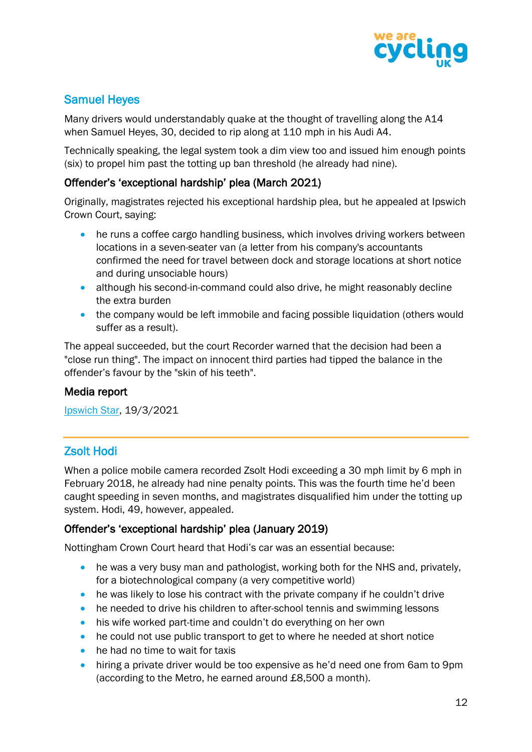## Samuel Heyes

Many drivers would understandably quake at the thought of travelling along the A14 when Samuel Heyes, 30, decided to rip along at 110 mph in his Audi A4.

Technically speaking, the legal system took a dim view too and issued him enough points (six) to propel him past the totting up ban threshold (he already had nine).

### Offender's 'exceptional hardship' plea (March 2021)

Originally, magistrates rejected his exceptional hardship plea, but he appealed at Ipswich Crown Court, saying:

- he runs a coffee cargo handling business, which involves driving workers between locations in a seven-seater van (a letter from his company's accountants confirmed the need for travel between dock and storage locations at short notice and during unsociable hours)
- although his second-in-command could also drive, he might reasonably decline the extra burden
- the company would be left immobile and facing possible liquidation (others would suffer as a result).

The appeal succeeded, but the court Recorder warned that the decision had been a "close run thing". The impact on innocent third parties had tipped the balance in the offender's favour by the "skin of his teeth".

### Media report

Ipswich Star, 19/3/2021

---

## Zsolt Hodi

When a police mobile camera recorded Zsolt Hodi exceeding a 30 mph limit by 6 mph in February 2018, he already had nine penalty points. This was the fourth time he'd been caught speeding in seven months, and magistrates disqualified him under the totting up system. Hodi, 49, however, appealed.

### Offender's 'exceptional hardship' plea (January 2019)

Nottingham Crown Court heard that Hodi's car was an essential because:

- he was a very busy man and pathologist, working both for the NHS and, privately, for a biotechnological company (a very competitive world)
- he was likely to lose his contract with the private company if he couldn't drive
- he needed to drive his children to after-school tennis and swimming lessons
- his wife worked part-time and couldn't do everything on her own
- he could not use public transport to get to where he needed at short notice
- he had no time to wait for taxis
- hiring a private driver would be too expensive as he'd need one from 6am to 9pm (according to the Metro, he earned around £8,500 a month).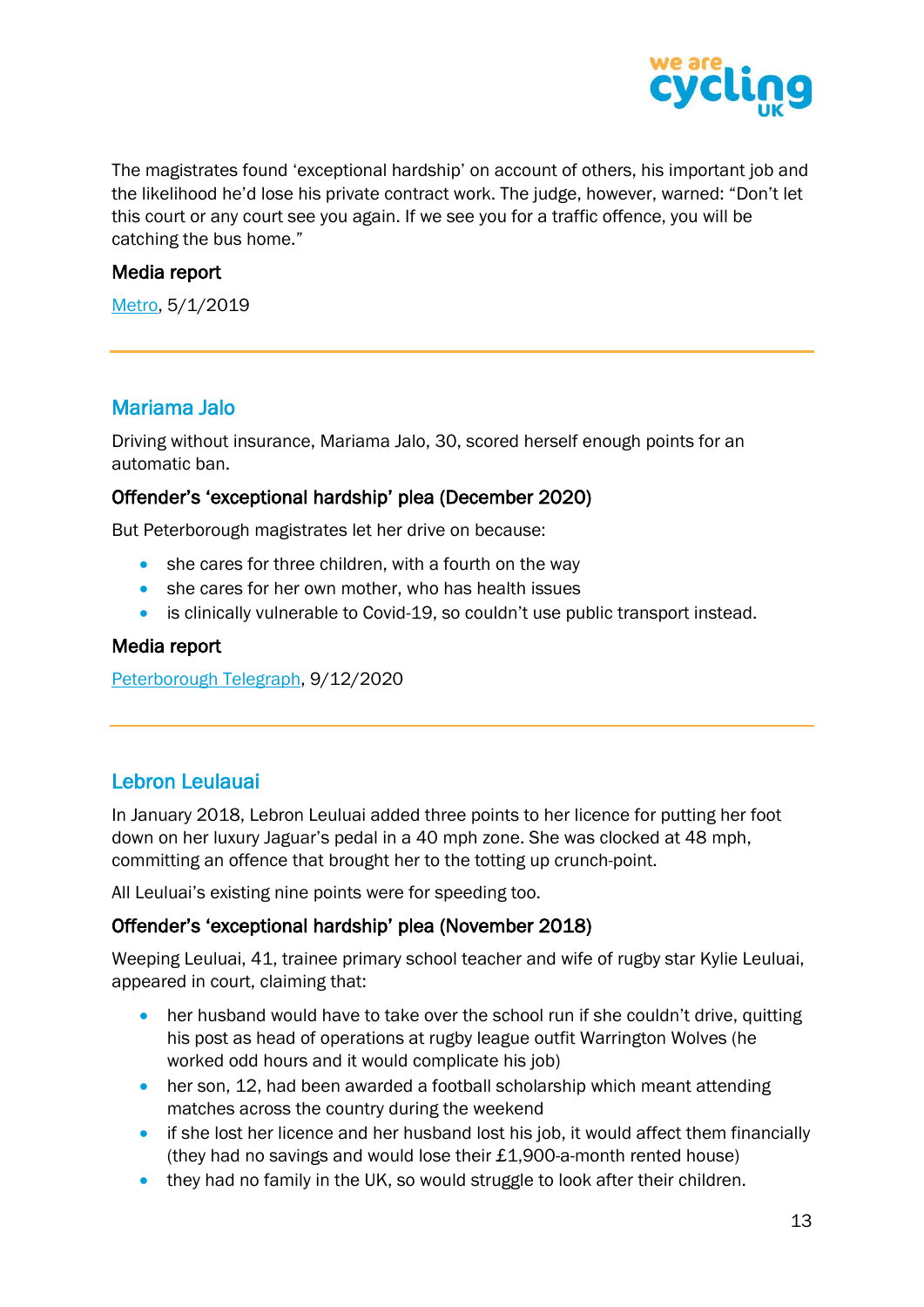The magistrates found 'exceptional hardship' on account of others, his important job and the likelihood he'd lose his private contract work. The judge, however, warned: "Don't let this court or any court see you again. If we see you for a traffic offence, you will be catching the bus home."

### Media report

[Metro](), 5/1/2019

---

## Mariama Jalo

Driving without insurance, Mariama Jalo, 30, scored herself enough points for an automatic ban.

### Offender's 'exceptional hardship' plea (December 2020)

But Peterborough magistrates let her drive on because:

- she cares for three children, with a fourth on the way
- she cares for her own mother, who has health issues
- is clinically vulnerable to Covid-19, so couldn't use public transport instead.

### Media report

[Peterborough Telegraph](), 9/12/2020

---

## Lebron Leulauai

In January 2018, Lebron Leuluai added three points to her licence for putting her foot down on her luxury Jaguar's pedal in a 40 mph zone. She was clocked at 48 mph, committing an offence that brought her to the totting up crunch-point.

All Leuluai's existing nine points were for speeding too.

### Offender's 'exceptional hardship' plea (November 2018)

Weeping Leuluai, 41, trainee primary school teacher and wife of rugby star Kylie Leuluai, appeared in court, claiming that:

- her husband would have to take over the school run if she couldn't drive, quitting his post as head of operations at rugby league outfit Warrington Wolves (he worked odd hours and it would complicate his job)
- her son, 12, had been awarded a football scholarship which meant attending matches across the country during the weekend
- if she lost her licence and her husband lost his job, it would affect them financially (they had no savings and would lose their £1,900-a-month rented house)
- they had no family in the UK, so would struggle to look after their children.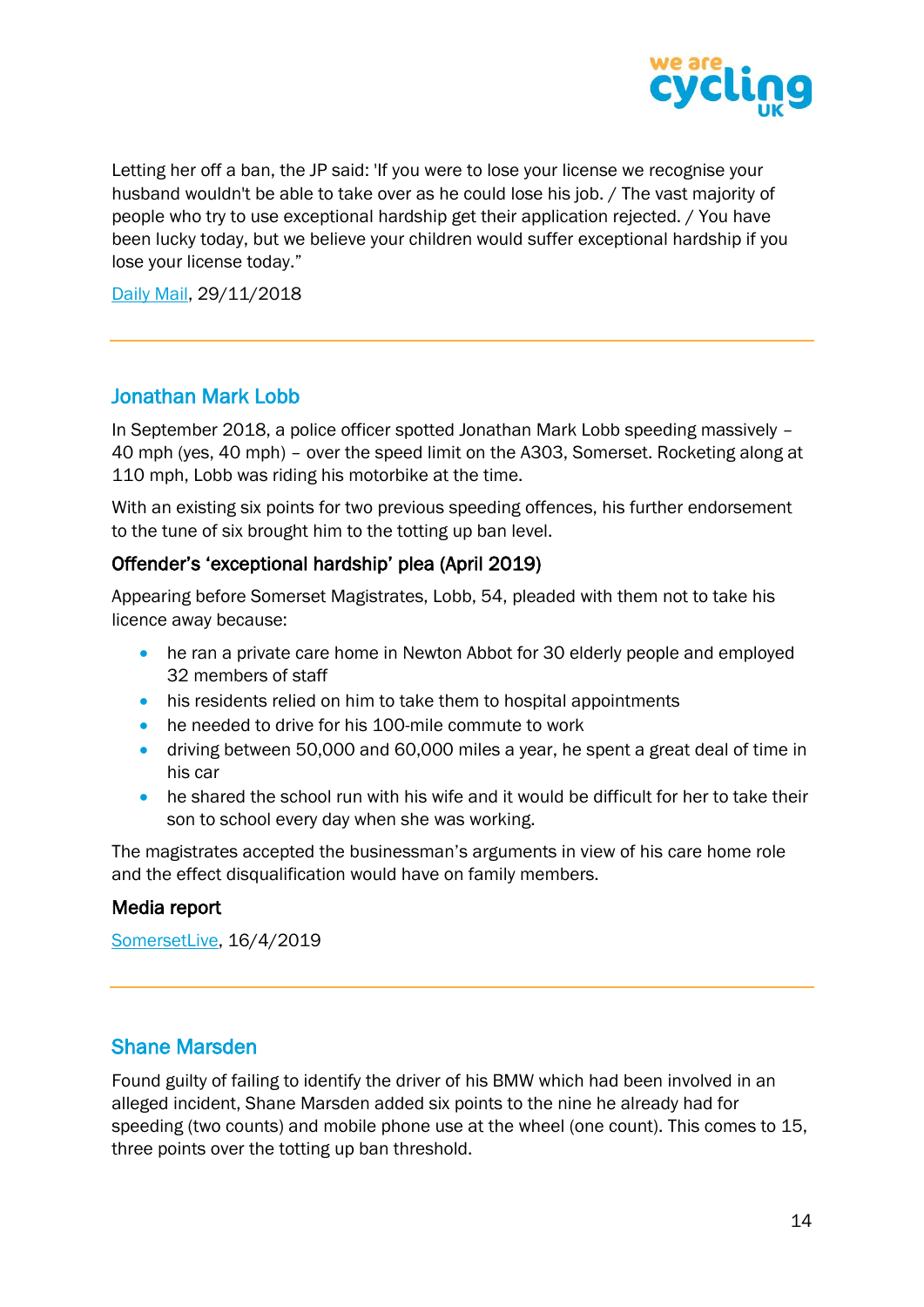Letting her off a ban, the JP said: 'If you were to lose your license we recognise your husband wouldn't be able to take over as he could lose his job. / The vast majority of people who try to use exceptional hardship get their application rejected. / You have been lucky today, but we believe your children would suffer exceptional hardship if you lose your license today."

[Daily Mail](#), 29/11/2018

---

## Jonathan Mark Lobb

In September 2018, a police officer spotted Jonathan Mark Lobb speeding massively – 40 mph (yes, 40 mph) – over the speed limit on the A303, Somerset. Rocketing along at 110 mph, Lobb was riding his motorbike at the time.

With an existing six points for two previous speeding offences, his further endorsement to the tune of six brought him to the totting up ban level.

### Offender's 'exceptional hardship' plea (April 2019)

Appearing before Somerset Magistrates, Lobb, 54, pleaded with them not to take his licence away because:

- he ran a private care home in Newton Abbot for 30 elderly people and employed 32 members of staff
- his residents relied on him to take them to hospital appointments
- he needed to drive for his 100-mile commute to work
- driving between 50,000 and 60,000 miles a year, he spent a great deal of time in his car
- he shared the school run with his wife and it would be difficult for her to take their son to school every day when she was working.

The magistrates accepted the businessman's arguments in view of his care home role and the effect disqualification would have on family members.

### Media report

[SomersetLive](#), 16/4/2019

---

## Shane Marsden

Found guilty of failing to identify the driver of his BMW which had been involved in an alleged incident, Shane Marsden added six points to the nine he already had for speeding (two counts) and mobile phone use at the wheel (one count). This comes to 15, three points over the totting up ban threshold.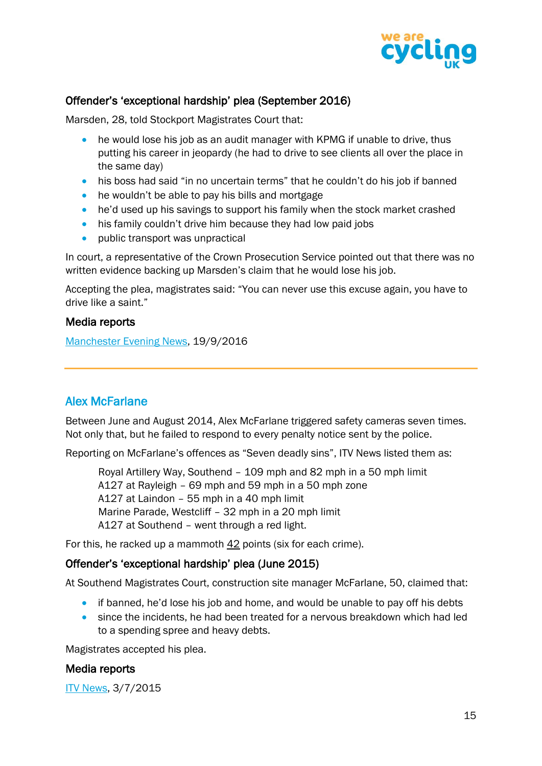### Offender's 'exceptional hardship' plea (September 2016)

Marsden, 28, told Stockport Magistrates Court that:

- he would lose his job as an audit manager with KPMG if unable to drive, thus putting his career in jeopardy (he had to drive to see clients all over the place in the same day)
- his boss had said "in no uncertain terms" that he couldn't do his job if banned
- he wouldn't be able to pay his bills and mortgage
- he'd used up his savings to support his family when the stock market crashed
- his family couldn't drive him because they had low paid jobs
- public transport was unpractical

In court, a representative of the Crown Prosecution Service pointed out that there was no written evidence backing up Marsden's claim that he would lose his job.

Accepting the plea, magistrates said: "You can never use this excuse again, you have to drive like a saint."

### Media reports

Manchester Evening News, 19/9/2016

---

## Alex McFarlane

Between June and August 2014, Alex McFarlane triggered safety cameras seven times. Not only that, but he failed to respond to every penalty notice sent by the police.

Reporting on McFarlane's offences as "Seven deadly sins", ITV News listed them as:

> Royal Artillery Way, Southend – 109 mph and 82 mph in a 50 mph limit
> A127 at Rayleigh – 69 mph and 59 mph in a 50 mph zone
> A127 at Laindon – 55 mph in a 40 mph limit
> Marine Parade, Westcliff – 32 mph in a 20 mph limit
> A127 at Southend – went through a red light.

For this, he racked up a mammoth 42 points (six for each crime).

### Offender's 'exceptional hardship' plea (June 2015)

At Southend Magistrates Court, construction site manager McFarlane, 50, claimed that:

- if banned, he'd lose his job and home, and would be unable to pay off his debts
- since the incidents, he had been treated for a nervous breakdown which had led to a spending spree and heavy debts.

Magistrates accepted his plea.

### Media reports

ITV News, 3/7/2015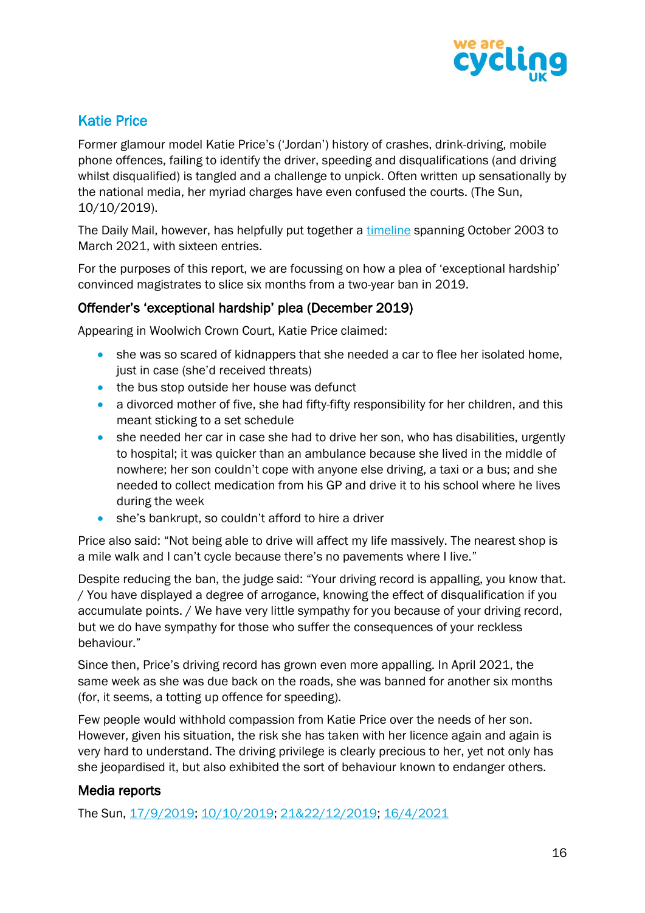## Katie Price

Former glamour model Katie Price's ('Jordan') history of crashes, drink-driving, mobile phone offences, failing to identify the driver, speeding and disqualifications (and driving whilst disqualified) is tangled and a challenge to unpick. Often written up sensationally by the national media, her myriad charges have even confused the courts. (The Sun, 10/10/2019).

The Daily Mail, however, has helpfully put together a timeline spanning October 2003 to March 2021, with sixteen entries.

For the purposes of this report, we are focussing on how a plea of 'exceptional hardship' convinced magistrates to slice six months from a two-year ban in 2019.

### Offender's 'exceptional hardship' plea (December 2019)

Appearing in Woolwich Crown Court, Katie Price claimed:

- she was so scared of kidnappers that she needed a car to flee her isolated home, just in case (she'd received threats)
- the bus stop outside her house was defunct
- a divorced mother of five, she had fifty-fifty responsibility for her children, and this meant sticking to a set schedule
- she needed her car in case she had to drive her son, who has disabilities, urgently to hospital; it was quicker than an ambulance because she lived in the middle of nowhere; her son couldn't cope with anyone else driving, a taxi or a bus; and she needed to collect medication from his GP and drive it to his school where he lives during the week
- she's bankrupt, so couldn't afford to hire a driver

Price also said: "Not being able to drive will affect my life massively. The nearest shop is a mile walk and I can't cycle because there's no pavements where I live."

Despite reducing the ban, the judge said: "Your driving record is appalling, you know that. / You have displayed a degree of arrogance, knowing the effect of disqualification if you accumulate points. / We have very little sympathy for you because of your driving record, but we do have sympathy for those who suffer the consequences of your reckless behaviour."

Since then, Price's driving record has grown even more appalling. In April 2021, the same week as she was due back on the roads, she was banned for another six months (for, it seems, a totting up offence for speeding).

Few people would withhold compassion from Katie Price over the needs of her son. However, given his situation, the risk she has taken with her licence again and again is very hard to understand. The driving privilege is clearly precious to her, yet not only has she jeopardised it, but also exhibited the sort of behaviour known to endanger others.

### Media reports

The Sun, 17/9/2019; 10/10/2019; 21&22/12/2019; 16/4/2021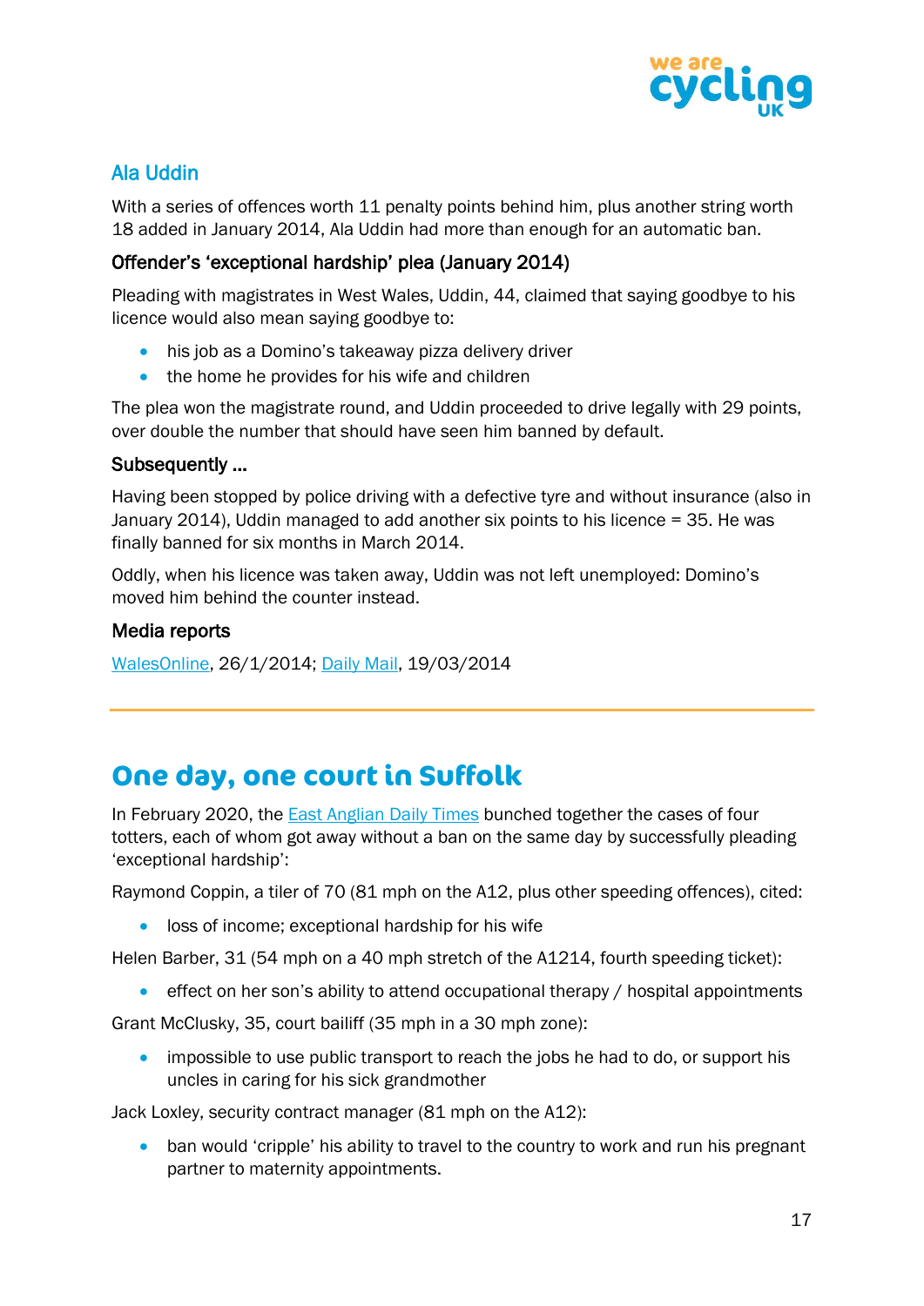## Ala Uddin

With a series of offences worth 11 penalty points behind him, plus another string worth 18 added in January 2014, Ala Uddin had more than enough for an automatic ban.

### Offender's 'exceptional hardship' plea (January 2014)

Pleading with magistrates in West Wales, Uddin, 44, claimed that saying goodbye to his licence would also mean saying goodbye to:

- his job as a Domino's takeaway pizza delivery driver
- the home he provides for his wife and children

The plea won the magistrate round, and Uddin proceeded to drive legally with 29 points, over double the number that should have seen him banned by default.

### Subsequently ...

Having been stopped by police driving with a defective tyre and without insurance (also in January 2014), Uddin managed to add another six points to his licence = 35. He was finally banned for six months in March 2014.

Oddly, when his licence was taken away, Uddin was not left unemployed: Domino's moved him behind the counter instead.

### Media reports

WalesOnline, 26/1/2014; Daily Mail, 19/03/2014

---

# One day, one court in Suffolk

In February 2020, the East Anglian Daily Times bunched together the cases of four totters, each of whom got away without a ban on the same day by successfully pleading 'exceptional hardship':

Raymond Coppin, a tiler of 70 (81 mph on the A12, plus other speeding offences), cited:

- loss of income; exceptional hardship for his wife

Helen Barber, 31 (54 mph on a 40 mph stretch of the A1214, fourth speeding ticket):

- effect on her son's ability to attend occupational therapy / hospital appointments

Grant McClusky, 35, court bailiff (35 mph in a 30 mph zone):

- impossible to use public transport to reach the jobs he had to do, or support his uncles in caring for his sick grandmother

Jack Loxley, security contract manager (81 mph on the A12):

- ban would 'cripple' his ability to travel to the country to work and run his pregnant partner to maternity appointments.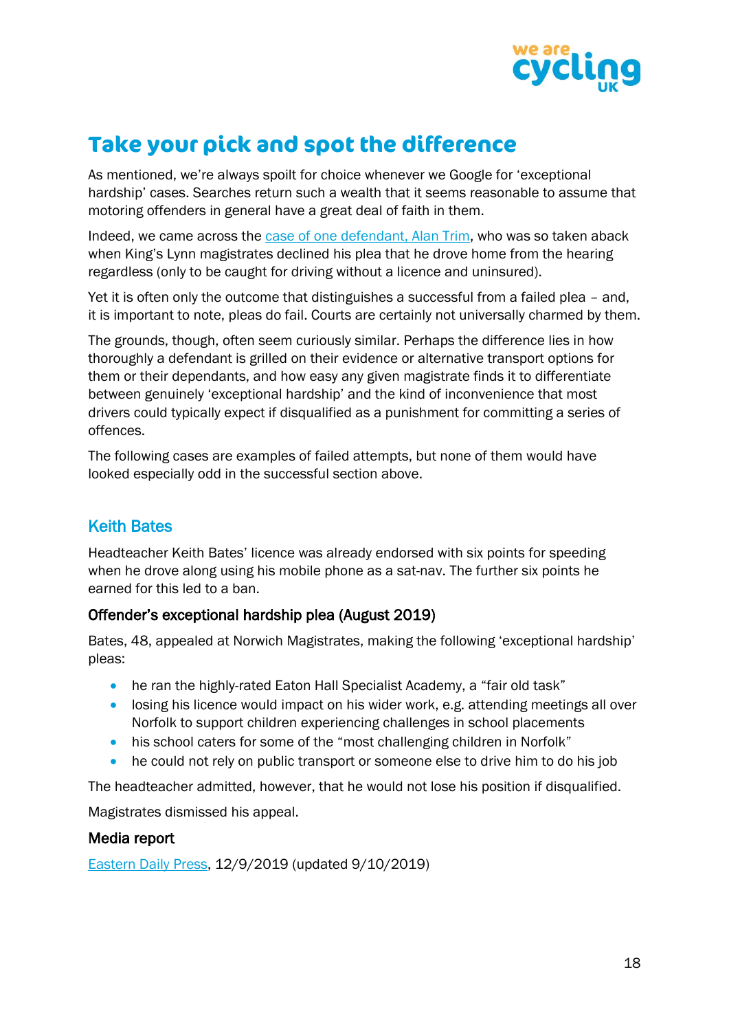# Take your pick and spot the difference

As mentioned, we're always spoilt for choice whenever we Google for 'exceptional hardship' cases. Searches return such a wealth that it seems reasonable to assume that motoring offenders in general have a great deal of faith in them.

Indeed, we came across the case of one defendant, Alan Trim, who was so taken aback when King's Lynn magistrates declined his plea that he drove home from the hearing regardless (only to be caught for driving without a licence and uninsured).

Yet it is often only the outcome that distinguishes a successful from a failed plea – and, it is important to note, pleas do fail. Courts are certainly not universally charmed by them.

The grounds, though, often seem curiously similar. Perhaps the difference lies in how thoroughly a defendant is grilled on their evidence or alternative transport options for them or their dependants, and how easy any given magistrate finds it to differentiate between genuinely 'exceptional hardship' and the kind of inconvenience that most drivers could typically expect if disqualified as a punishment for committing a series of offences.

The following cases are examples of failed attempts, but none of them would have looked especially odd in the successful section above.

## Keith Bates

Headteacher Keith Bates' licence was already endorsed with six points for speeding when he drove along using his mobile phone as a sat-nav. The further six points he earned for this led to a ban.

### Offender's exceptional hardship plea (August 2019)

Bates, 48, appealed at Norwich Magistrates, making the following 'exceptional hardship' pleas:

- he ran the highly-rated Eaton Hall Specialist Academy, a "fair old task"
- losing his licence would impact on his wider work, e.g. attending meetings all over Norfolk to support children experiencing challenges in school placements
- his school caters for some of the "most challenging children in Norfolk"
- he could not rely on public transport or someone else to drive him to do his job

The headteacher admitted, however, that he would not lose his position if disqualified.

Magistrates dismissed his appeal.

### Media report

Eastern Daily Press, 12/9/2019 (updated 9/10/2019)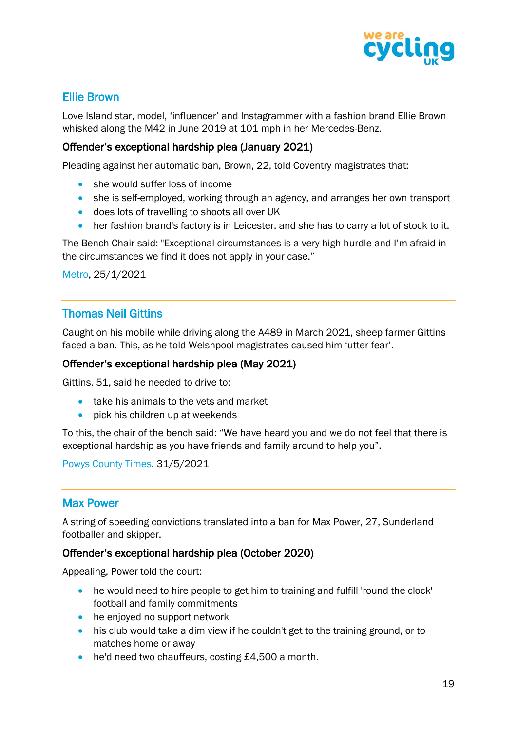## Ellie Brown

Love Island star, model, 'influencer' and Instagrammer with a fashion brand Ellie Brown whisked along the M42 in June 2019 at 101 mph in her Mercedes-Benz.

### Offender's exceptional hardship plea (January 2021)

Pleading against her automatic ban, Brown, 22, told Coventry magistrates that:

- she would suffer loss of income
- she is self-employed, working through an agency, and arranges her own transport
- does lots of travelling to shoots all over UK
- her fashion brand's factory is in Leicester, and she has to carry a lot of stock to it.

The Bench Chair said: "Exceptional circumstances is a very high hurdle and I'm afraid in the circumstances we find it does not apply in your case."

Metro, 25/1/2021

---

## Thomas Neil Gittins

Caught on his mobile while driving along the A489 in March 2021, sheep farmer Gittins faced a ban. This, as he told Welshpool magistrates caused him 'utter fear'.

### Offender's exceptional hardship plea (May 2021)

Gittins, 51, said he needed to drive to:

- take his animals to the vets and market
- pick his children up at weekends

To this, the chair of the bench said: "We have heard you and we do not feel that there is exceptional hardship as you have friends and family around to help you".

Powys County Times, 31/5/2021

---

## Max Power

A string of speeding convictions translated into a ban for Max Power, 27, Sunderland footballer and skipper.

### Offender's exceptional hardship plea (October 2020)

Appealing, Power told the court:

- he would need to hire people to get him to training and fulfill 'round the clock' football and family commitments
- he enjoyed no support network
- his club would take a dim view if he couldn't get to the training ground, or to matches home or away
- he'd need two chauffeurs, costing £4,500 a month.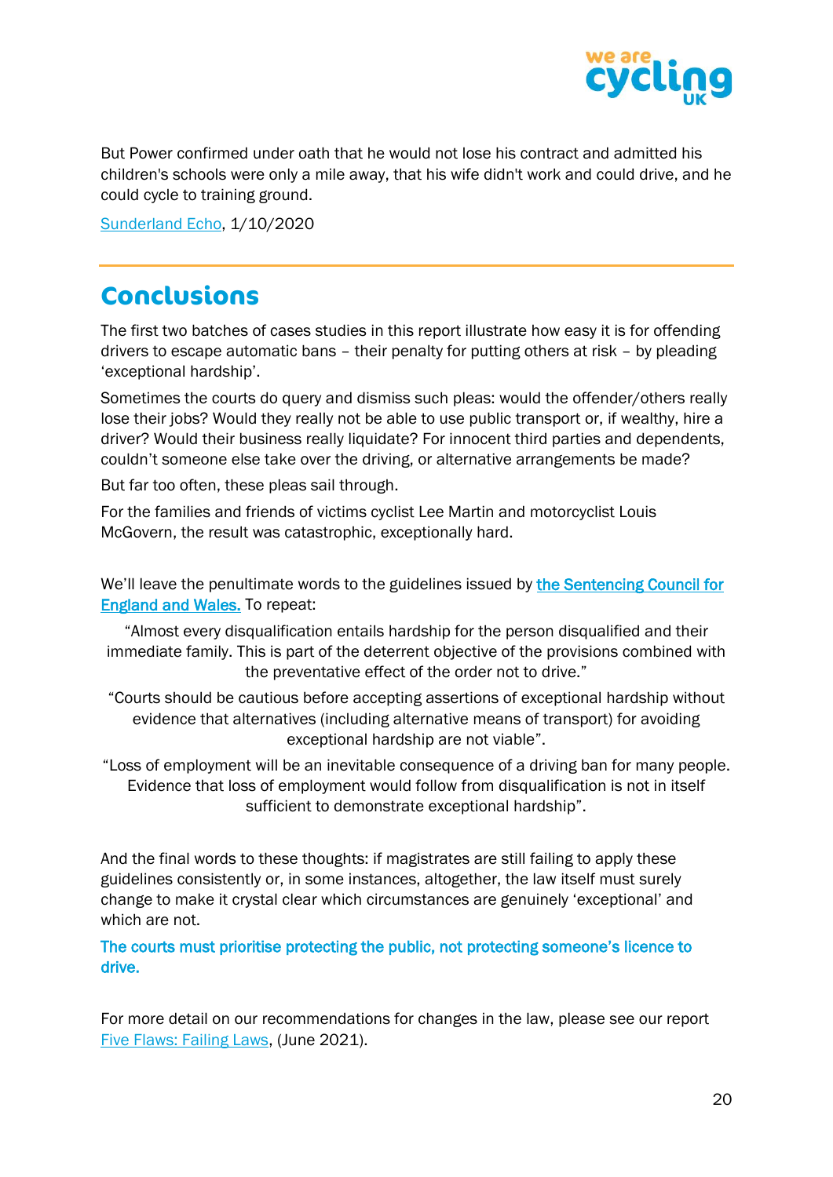But Power confirmed under oath that he would not lose his contract and admitted his children's schools were only a mile away, that his wife didn't work and could drive, and he could cycle to training ground.

[Sunderland Echo](), 1/10/2020

## Conclusions

The first two batches of cases studies in this report illustrate how easy it is for offending drivers to escape automatic bans – their penalty for putting others at risk – by pleading 'exceptional hardship'.

Sometimes the courts do query and dismiss such pleas: would the offender/others really lose their jobs? Would they really not be able to use public transport or, if wealthy, hire a driver? Would their business really liquidate? For innocent third parties and dependents, couldn't someone else take over the driving, or alternative arrangements be made?

But far too often, these pleas sail through.

For the families and friends of victims cyclist Lee Martin and motorcyclist Louis McGovern, the result was catastrophic, exceptionally hard.

We'll leave the penultimate words to the guidelines issued by [the Sentencing Council for England and Wales.]() To repeat:

> "Almost every disqualification entails hardship for the person disqualified and their immediate family. This is part of the deterrent objective of the provisions combined with the preventative effect of the order not to drive."
>
> "Courts should be cautious before accepting assertions of exceptional hardship without evidence that alternatives (including alternative means of transport) for avoiding exceptional hardship are not viable".
>
> "Loss of employment will be an inevitable consequence of a driving ban for many people. Evidence that loss of employment would follow from disqualification is not in itself sufficient to demonstrate exceptional hardship".

And the final words to these thoughts: if magistrates are still failing to apply these guidelines consistently or, in some instances, altogether, the law itself must surely change to make it crystal clear which circumstances are genuinely 'exceptional' and which are not.

**The courts must prioritise protecting the public, not protecting someone's licence to drive.**

For more detail on our recommendations for changes in the law, please see our report [Five Flaws: Failing Laws](), (June 2021).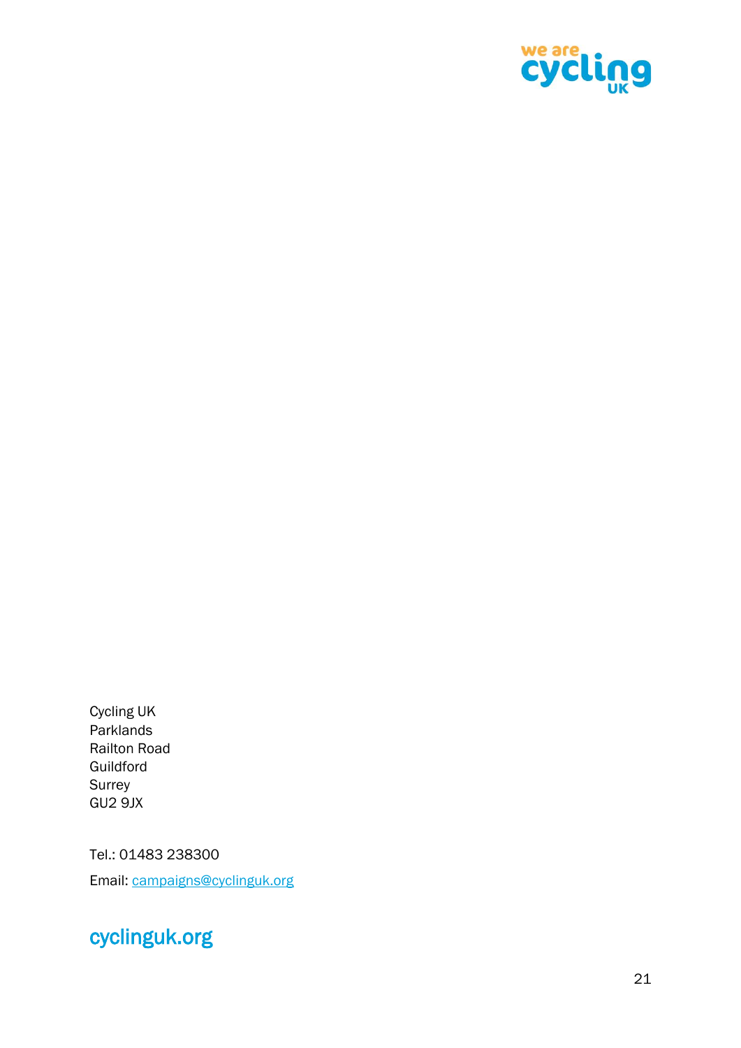we are cycling UK

Cycling UK  
Parklands  
Railton Road  
Guildford  
Surrey  
GU2 9JX

Tel.: 01483 238300

Email: campaigns@cyclinguk.org

cyclinguk.org